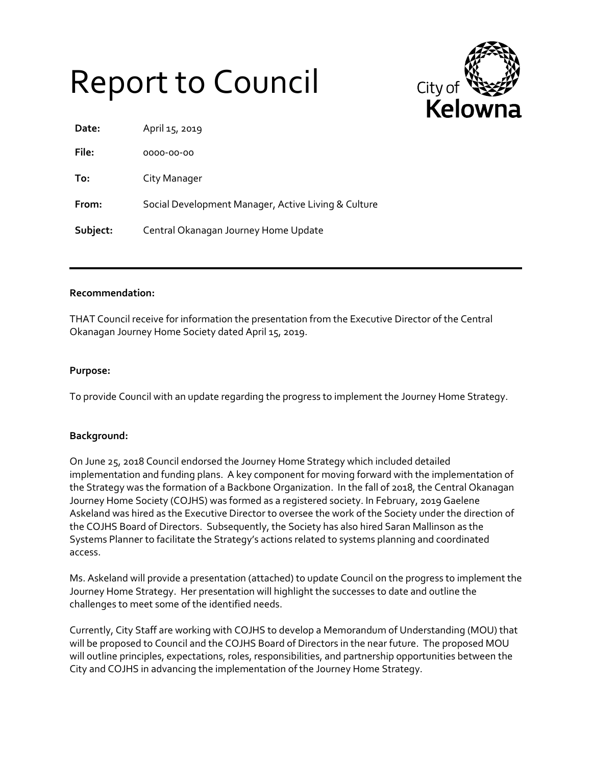# Report to Council

City of Kelowna

| | |
|---|---|
| **Date:** | April 15, 2019 |
| **File:** | 0000-00-00 |
| **To:** | City Manager |
| **From:** | Social Development Manager, Active Living & Culture |
| **Subject:** | Central Okanagan Journey Home Update |

---

**Recommendation:**

THAT Council receive for information the presentation from the Executive Director of the Central Okanagan Journey Home Society dated April 15, 2019.

**Purpose:**

To provide Council with an update regarding the progress to implement the Journey Home Strategy.

**Background:**

On June 25, 2018 Council endorsed the Journey Home Strategy which included detailed implementation and funding plans. A key component for moving forward with the implementation of the Strategy was the formation of a Backbone Organization. In the fall of 2018, the Central Okanagan Journey Home Society (COJHS) was formed as a registered society. In February, 2019 Gaelene Askeland was hired as the Executive Director to oversee the work of the Society under the direction of the COJHS Board of Directors. Subsequently, the Society has also hired Saran Mallinson as the Systems Planner to facilitate the Strategy's actions related to systems planning and coordinated access.

Ms. Askeland will provide a presentation (attached) to update Council on the progress to implement the Journey Home Strategy. Her presentation will highlight the successes to date and outline the challenges to meet some of the identified needs.

Currently, City Staff are working with COJHS to develop a Memorandum of Understanding (MOU) that will be proposed to Council and the COJHS Board of Directors in the near future. The proposed MOU will outline principles, expectations, roles, responsibilities, and partnership opportunities between the City and COJHS in advancing the implementation of the Journey Home Strategy.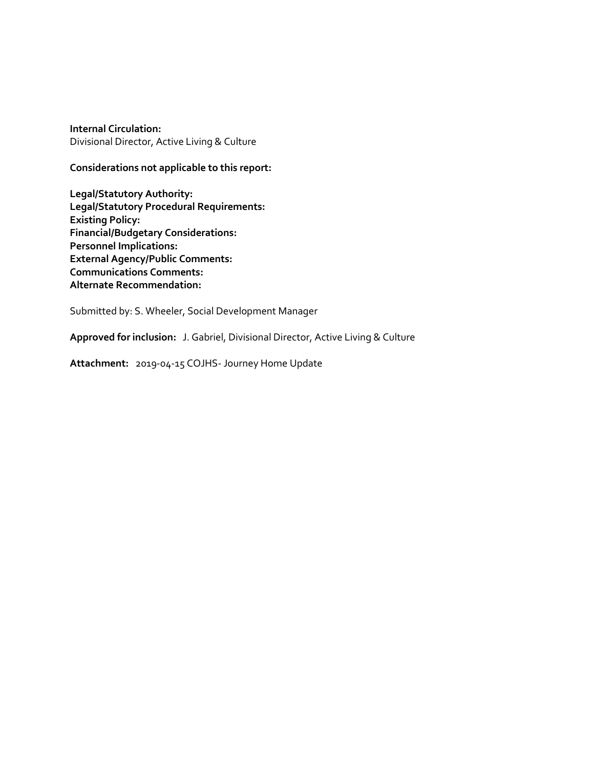**Internal Circulation:**
Divisional Director, Active Living & Culture

**Considerations not applicable to this report:**

**Legal/Statutory Authority:**
**Legal/Statutory Procedural Requirements:**
**Existing Policy:**
**Financial/Budgetary Considerations:**
**Personnel Implications:**
**External Agency/Public Comments:**
**Communications Comments:**
**Alternate Recommendation:**

Submitted by: S. Wheeler, Social Development Manager

**Approved for inclusion:** J. Gabriel, Divisional Director, Active Living & Culture

**Attachment:** 2019-04-15 COJHS- Journey Home Update